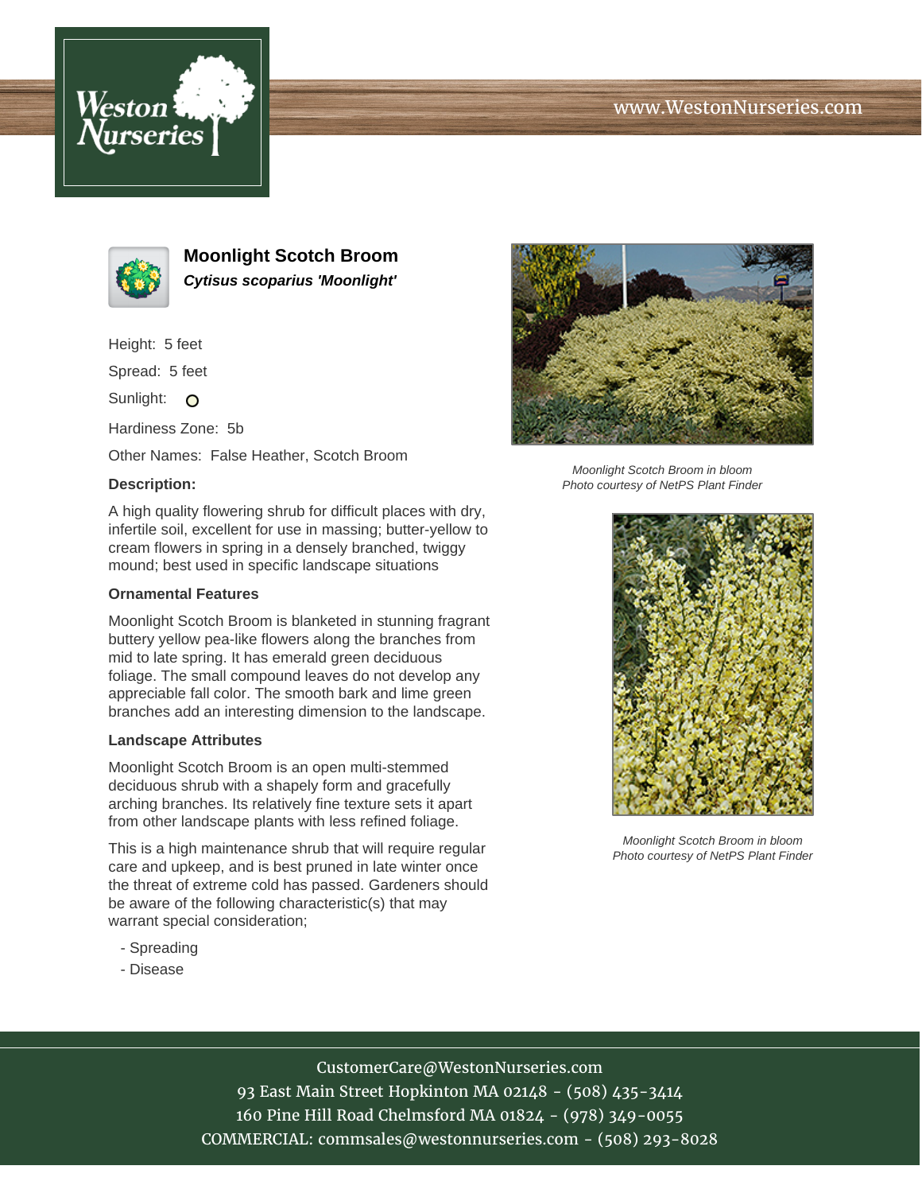# Moonlight Scotch Broom

***Cytisus scoparius 'Moonlight'***

Height: 5 feet

Spread: 5 feet

Sunlight: 

Hardiness Zone: 5b

Other Names: False Heather, Scotch Broom

### Description:

A high quality flowering shrub for difficult places with dry, infertile soil, excellent for use in massing; butter-yellow to cream flowers in spring in a densely branched, twiggy mound; best used in specific landscape situations

### Ornamental Features

Moonlight Scotch Broom is blanketed in stunning fragrant buttery yellow pea-like flowers along the branches from mid to late spring. It has emerald green deciduous foliage. The small compound leaves do not develop any appreciable fall color. The smooth bark and lime green branches add an interesting dimension to the landscape.

### Landscape Attributes

Moonlight Scotch Broom is an open multi-stemmed deciduous shrub with a shapely form and gracefully arching branches. Its relatively fine texture sets it apart from other landscape plants with less refined foliage.

This is a high maintenance shrub that will require regular care and upkeep, and is best pruned in late winter once the threat of extreme cold has passed. Gardeners should be aware of the following characteristic(s) that may warrant special consideration;

- Spreading
- Disease

*Moonlight Scotch Broom in bloom*
*Photo courtesy of NetPS Plant Finder*

*Moonlight Scotch Broom in bloom*
*Photo courtesy of NetPS Plant Finder*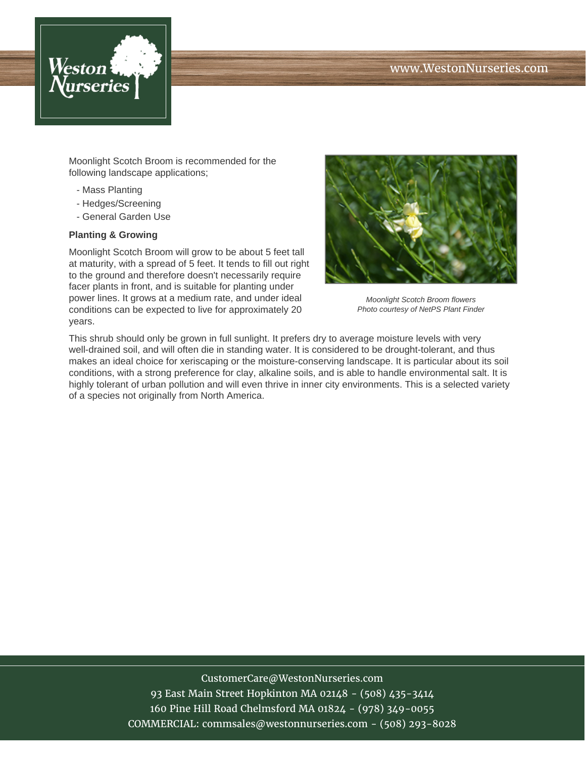Moonlight Scotch Broom is recommended for the following landscape applications;

- Mass Planting
- Hedges/Screening
- General Garden Use

**Planting & Growing**

Moonlight Scotch Broom will grow to be about 5 feet tall at maturity, with a spread of 5 feet. It tends to fill out right to the ground and therefore doesn't necessarily require facer plants in front, and is suitable for planting under power lines. It grows at a medium rate, and under ideal conditions can be expected to live for approximately 20 years.

*Moonlight Scotch Broom flowers*
*Photo courtesy of NetPS Plant Finder*

This shrub should only be grown in full sunlight. It prefers dry to average moisture levels with very well-drained soil, and will often die in standing water. It is considered to be drought-tolerant, and thus makes an ideal choice for xeriscaping or the moisture-conserving landscape. It is particular about its soil conditions, with a strong preference for clay, alkaline soils, and is able to handle environmental salt. It is highly tolerant of urban pollution and will even thrive in inner city environments. This is a selected variety of a species not originally from North America.